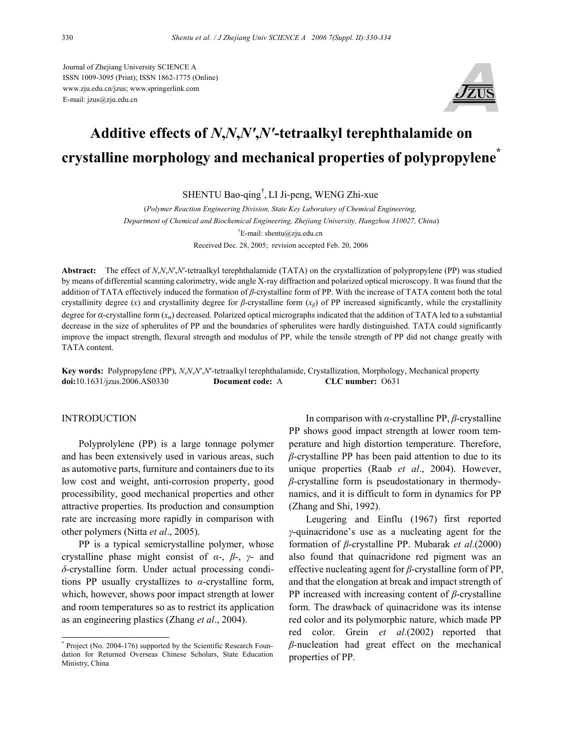Journal of Zhejiang University SCIENCE A
ISSN 1009-3095 (Print); ISSN 1862-1775 (Online)
www.zju.edu.cn/jzus; www.springerlink.com
E-mail: jzus@zju.edu.cn

# Additive effects of *N*,*N*,*N′*,*N′*-tetraalkyl terephthalamide on crystalline morphology and mechanical properties of polypropylene*

SHENTU Bao-qing†, LI Ji-peng, WENG Zhi-xue

(*Polymer Reaction Engineering Division, State Key Laboratory of Chemical Engineering, Department of Chemical and Biochemical Engineering, Zhejiang University, Hangzhou 310027, China*)

†E-mail: shentu@zju.edu.cn

Received Dec. 28, 2005; revision accepted Feb. 20, 2006

**Abstract:** The effect of *N*,*N*,*N′*,*N′*-tetraalkyl terephthalamide (TATA) on the crystallization of polypropylene (PP) was studied by means of differential scanning calorimetry, wide angle X-ray diffraction and polarized optical microscopy. It was found that the addition of TATA effectively induced the formation of *β*-crystalline form of PP. With the increase of TATA content both the total crystallinity degree ($x$) and crystallinity degree for *β*-crystalline form ($x_\beta$) of PP increased significantly, while the crystallinity degree for *α*-crystalline form ($x_\alpha$) decreased. Polarized optical micrographs indicated that the addition of TATA led to a substantial decrease in the size of spherulites of PP and the boundaries of spherulites were hardly distinguished. TATA could significantly improve the impact strength, flexural strength and modulus of PP, while the tensile strength of PP did not change greatly with TATA content.

**Key words:** Polypropylene (PP), *N*,*N*,*N′*,*N′*-tetraalkyl terephthalamide, Crystallization, Morphology, Mechanical property
**doi:**10.1631/jzus.2006.AS0330 **Document code:** A **CLC number:** O631

## INTRODUCTION

Polyprolylene (PP) is a large tonnage polymer and has been extensively used in various areas, such as automotive parts, furniture and containers due to its low cost and weight, anti-corrosion property, good processibility, good mechanical properties and other attractive properties. Its production and consumption rate are increasing more rapidly in comparison with other polymers (Nitta *et al*., 2005).

PP is a typical semicrystalline polymer, whose crystalline phase might consist of *α*-, *β*-, *γ*- and *δ*-crystalline form. Under actual processing conditions PP usually crystallizes to *α*-crystalline form, which, however, shows poor impact strength at lower and room temperatures so as to restrict its application as an engineering plastics (Zhang *et al*., 2004).

In comparison with *α*-crystalline PP, *β*-crystalline PP shows good impact strength at lower room temperature and high distortion temperature. Therefore, *β*-crystalline PP has been paid attention to due to its unique properties (Raab *et al*., 2004). However, *β*-crystalline form is pseudostationary in thermodynamics, and it is difficult to form in dynamics for PP (Zhang and Shi, 1992).

Leugering and Einflu (1967) first reported *γ*-quinacridone's use as a nucleating agent for the formation of *β*-crystalline PP. Mubarak *et al*.(2000) also found that quinacridone red pigment was an effective nucleating agent for *β*-crystalline form of PP, and that the elongation at break and impact strength of PP increased with increasing content of *β*-crystalline form. The drawback of quinacridone was its intense red color and its polymorphic nature, which made PP red color. Grein *et al*.(2002) reported that *β*-nucleation had great effect on the mechanical properties of PP.

* Project (No. 2004-176) supported by the Scientific Research Foundation for Returned Overseas Chinese Scholars, State Education Ministry, China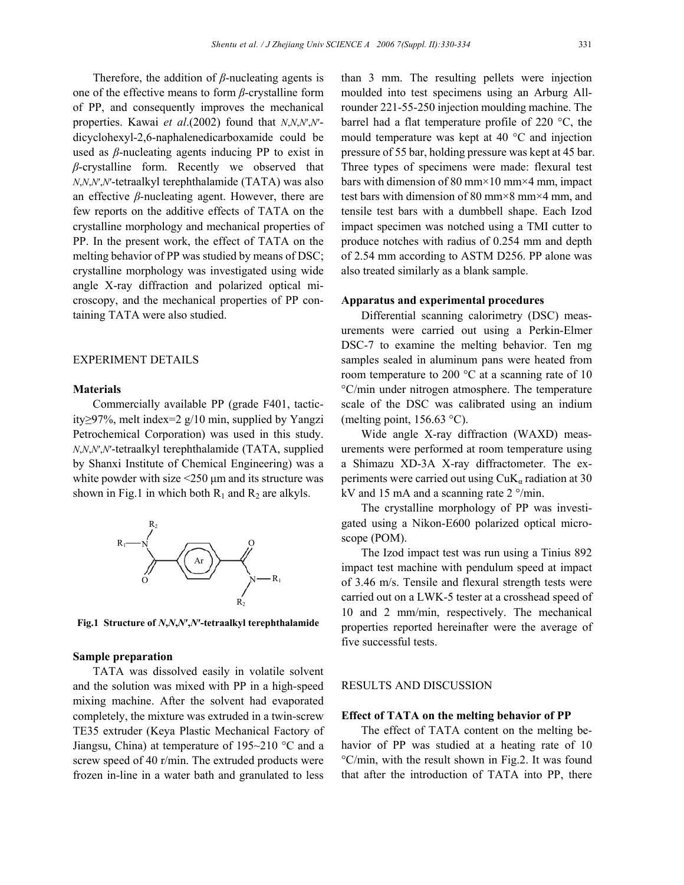Therefore, the addition of *β*-nucleating agents is one of the effective means to form *β*-crystalline form of PP, and consequently improves the mechanical properties. Kawai *et al*.(2002) found that *N*,*N*,*N*′,*N*′-dicyclohexyl-2,6-naphalenedicarboxamide could be used as *β*-nucleating agents inducing PP to exist in *β*-crystalline form. Recently we observed that *N*,*N*,*N*′,*N*′-tetraalkyl terephthalamide (TATA) was also an effective *β*-nucleating agent. However, there are few reports on the additive effects of TATA on the crystalline morphology and mechanical properties of PP. In the present work, the effect of TATA on the melting behavior of PP was studied by means of DSC; crystalline morphology was investigated using wide angle X-ray diffraction and polarized optical microscopy, and the mechanical properties of PP containing TATA were also studied.

## EXPERIMENT DETAILS

### Materials

Commercially available PP (grade F401, tacticity≥97%, melt index=2 g/10 min, supplied by Yangzi Petrochemical Corporation) was used in this study. *N*,*N*,*N*′,*N*′-tetraalkyl terephthalamide (TATA, supplied by Shanxi Institute of Chemical Engineering) was a white powder with size <250 μm and its structure was shown in Fig.1 in which both $R_1$ and $R_2$ are alkyls.

**Fig.1 Structure of *N*,*N*,*N*′,*N*′-tetraalkyl terephthalamide**

### Sample preparation

TATA was dissolved easily in volatile solvent and the solution was mixed with PP in a high-speed mixing machine. After the solvent had evaporated completely, the mixture was extruded in a twin-screw TE35 extruder (Keya Plastic Mechanical Factory of Jiangsu, China) at temperature of 195~210 °C and a screw speed of 40 r/min. The extruded products were frozen in-line in a water bath and granulated to less than 3 mm. The resulting pellets were injection moulded into test specimens using an Arburg All-rounder 221-55-250 injection moulding machine. The barrel had a flat temperature profile of 220 °C, the mould temperature was kept at 40 °C and injection pressure of 55 bar, holding pressure was kept at 45 bar. Three types of specimens were made: flexural test bars with dimension of 80 mm×10 mm×4 mm, impact test bars with dimension of 80 mm×8 mm×4 mm, and tensile test bars with a dumbbell shape. Each Izod impact specimen was notched using a TMI cutter to produce notches with radius of 0.254 mm and depth of 2.54 mm according to ASTM D256. PP alone was also treated similarly as a blank sample.

### Apparatus and experimental procedures

Differential scanning calorimetry (DSC) measurements were carried out using a Perkin-Elmer DSC-7 to examine the melting behavior. Ten mg samples sealed in aluminum pans were heated from room temperature to 200 °C at a scanning rate of 10 °C/min under nitrogen atmosphere. The temperature scale of the DSC was calibrated using an indium (melting point, 156.63 °C).

Wide angle X-ray diffraction (WAXD) measurements were performed at room temperature using a Shimazu XD-3A X-ray diffractometer. The experiments were carried out using $CuK_\alpha$ radiation at 30 kV and 15 mA and a scanning rate 2 °/min.

The crystalline morphology of PP was investigated using a Nikon-E600 polarized optical microscope (POM).

The Izod impact test was run using a Tinius 892 impact test machine with pendulum speed at impact of 3.46 m/s. Tensile and flexural strength tests were carried out on a LWK-5 tester at a crosshead speed of 10 and 2 mm/min, respectively. The mechanical properties reported hereinafter were the average of five successful tests.

## RESULTS AND DISCUSSION

### Effect of TATA on the melting behavior of PP

The effect of TATA content on the melting behavior of PP was studied at a heating rate of 10 °C/min, with the result shown in Fig.2. It was found that after the introduction of TATA into PP, there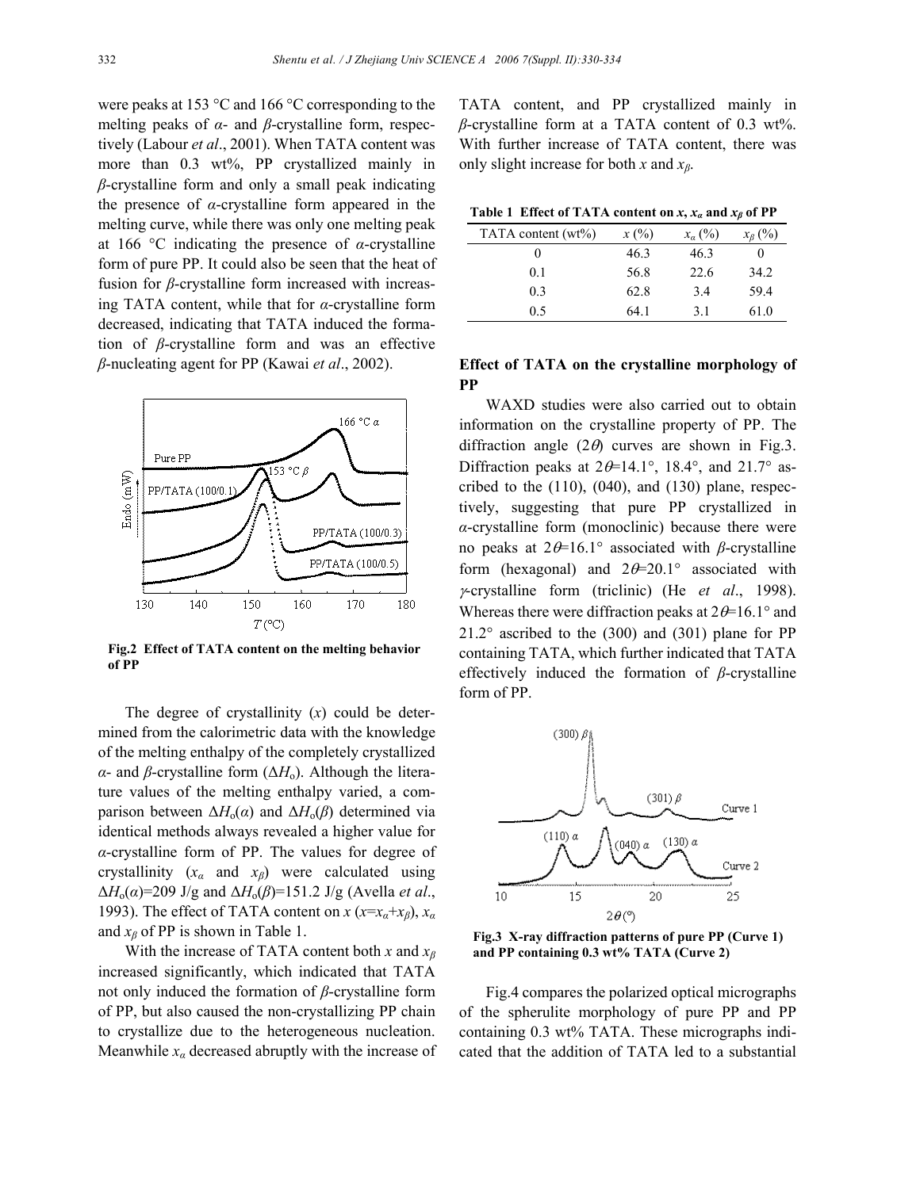were peaks at 153 °C and 166 °C corresponding to the melting peaks of α- and β-crystalline form, respectively (Labour *et al*., 2001). When TATA content was more than 0.3 wt%, PP crystallized mainly in β-crystalline form and only a small peak indicating the presence of α-crystalline form appeared in the melting curve, while there was only one melting peak at 166 °C indicating the presence of α-crystalline form of pure PP. It could also be seen that the heat of fusion for β-crystalline form increased with increasing TATA content, while that for α-crystalline form decreased, indicating that TATA induced the formation of β-crystalline form and was an effective β-nucleating agent for PP (Kawai *et al*., 2002).

**Fig.2 Effect of TATA content on the melting behavior of PP**

The degree of crystallinity ($x$) could be determined from the calorimetric data with the knowledge of the melting enthalpy of the completely crystallized α- and β-crystalline form ($\Delta H_o$). Although the literature values of the melting enthalpy varied, a comparison between $\Delta H_o(\alpha)$ and $\Delta H_o(\beta)$ determined via identical methods always revealed a higher value for α-crystalline form of PP. The values for degree of crystallinity ($x_\alpha$ and $x_\beta$) were calculated using $\Delta H_o(\alpha)$=209 J/g and $\Delta H_o(\beta)$=151.2 J/g (Avella *et al*., 1993). The effect of TATA content on $x$ ($x=x_\alpha+x_\beta$), $x_\alpha$ and $x_\beta$ of PP is shown in Table 1.

With the increase of TATA content both $x$ and $x_\beta$ increased significantly, which indicated that TATA not only induced the formation of β-crystalline form of PP, but also caused the non-crystallizing PP chain to crystallize due to the heterogeneous nucleation. Meanwhile $x_\alpha$ decreased abruptly with the increase of TATA content, and PP crystallized mainly in β-crystalline form at a TATA content of 0.3 wt%. With further increase of TATA content, there was only slight increase for both $x$ and $x_\beta$.

**Table 1 Effect of TATA content on $x$, $x_\alpha$ and $x_\beta$ of PP**

| TATA content (wt%) | $x$ (%) | $x_\alpha$ (%) | $x_\beta$ (%) |
|---|---|---|---|
| 0 | 46.3 | 46.3 | 0 |
| 0.1 | 56.8 | 22.6 | 34.2 |
| 0.3 | 62.8 | 3.4 | 59.4 |
| 0.5 | 64.1 | 3.1 | 61.0 |

## Effect of TATA on the crystalline morphology of PP

WAXD studies were also carried out to obtain information on the crystalline property of PP. The diffraction angle ($2\theta$) curves are shown in Fig.3. Diffraction peaks at $2\theta$=14.1°, 18.4°, and 21.7° ascribed to the (110), (040), and (130) plane, respectively, suggesting that pure PP crystallized in α-crystalline form (monoclinic) because there were no peaks at $2\theta$=16.1° associated with β-crystalline form (hexagonal) and $2\theta$=20.1° associated with γ-crystalline form (triclinic) (He *et al*., 1998). Whereas there were diffraction peaks at $2\theta$=16.1° and 21.2° ascribed to the (300) and (301) plane for PP containing TATA, which further indicated that TATA effectively induced the formation of β-crystalline form of PP.

**Fig.3 X-ray diffraction patterns of pure PP (Curve 1) and PP containing 0.3 wt% TATA (Curve 2)**

Fig.4 compares the polarized optical micrographs of the spherulite morphology of pure PP and PP containing 0.3 wt% TATA. These micrographs indicated that the addition of TATA led to a substantial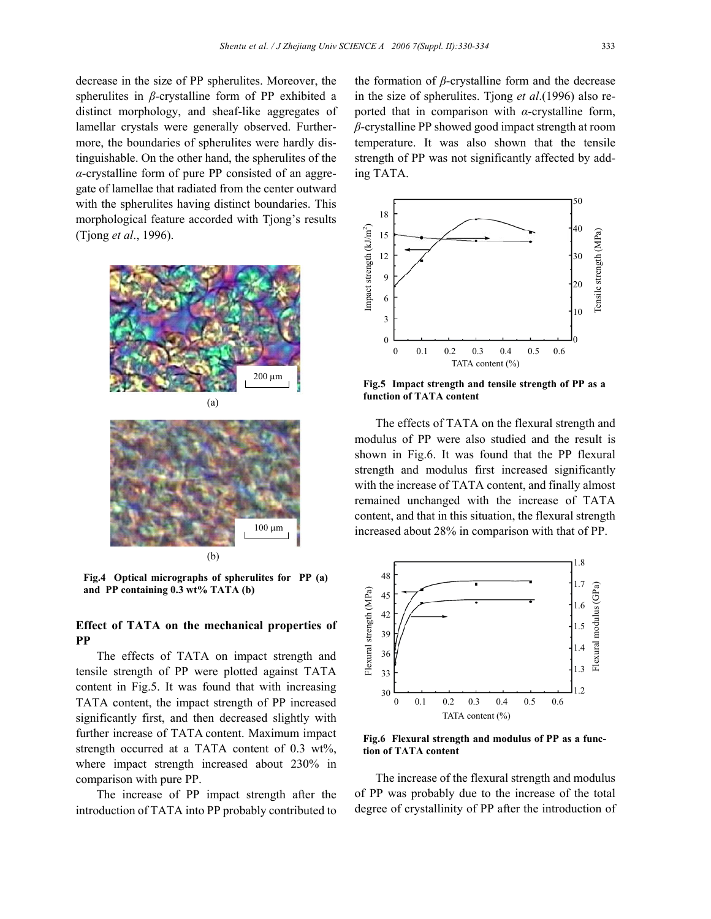decrease in the size of PP spherulites. Moreover, the spherulites in *β*-crystalline form of PP exhibited a distinct morphology, and sheaf-like aggregates of lamellar crystals were generally observed. Furthermore, the boundaries of spherulites were hardly distinguishable. On the other hand, the spherulites of the *α*-crystalline form of pure PP consisted of an aggregate of lamellae that radiated from the center outward with the spherulites having distinct boundaries. This morphological feature accorded with Tjong's results (Tjong *et al*., 1996).

**Fig.4 Optical micrographs of spherulites for PP (a) and PP containing 0.3 wt% TATA (b)**

## Effect of TATA on the mechanical properties of PP

The effects of TATA on impact strength and tensile strength of PP were plotted against TATA content in Fig.5. It was found that with increasing TATA content, the impact strength of PP increased significantly first, and then decreased slightly with further increase of TATA content. Maximum impact strength occurred at a TATA content of 0.3 wt%, where impact strength increased about 230% in comparison with pure PP.

The increase of PP impact strength after the introduction of TATA into PP probably contributed to the formation of *β*-crystalline form and the decrease in the size of spherulites. Tjong *et al*.(1996) also reported that in comparison with *α*-crystalline form, *β*-crystalline PP showed good impact strength at room temperature. It was also shown that the tensile strength of PP was not significantly affected by adding TATA.

**Fig.5 Impact strength and tensile strength of PP as a function of TATA content**

The effects of TATA on the flexural strength and modulus of PP were also studied and the result is shown in Fig.6. It was found that the PP flexural strength and modulus first increased significantly with the increase of TATA content, and finally almost remained unchanged with the increase of TATA content, and that in this situation, the flexural strength increased about 28% in comparison with that of PP.

**Fig.6 Flexural strength and modulus of PP as a function of TATA content**

The increase of the flexural strength and modulus of PP was probably due to the increase of the total degree of crystallinity of PP after the introduction of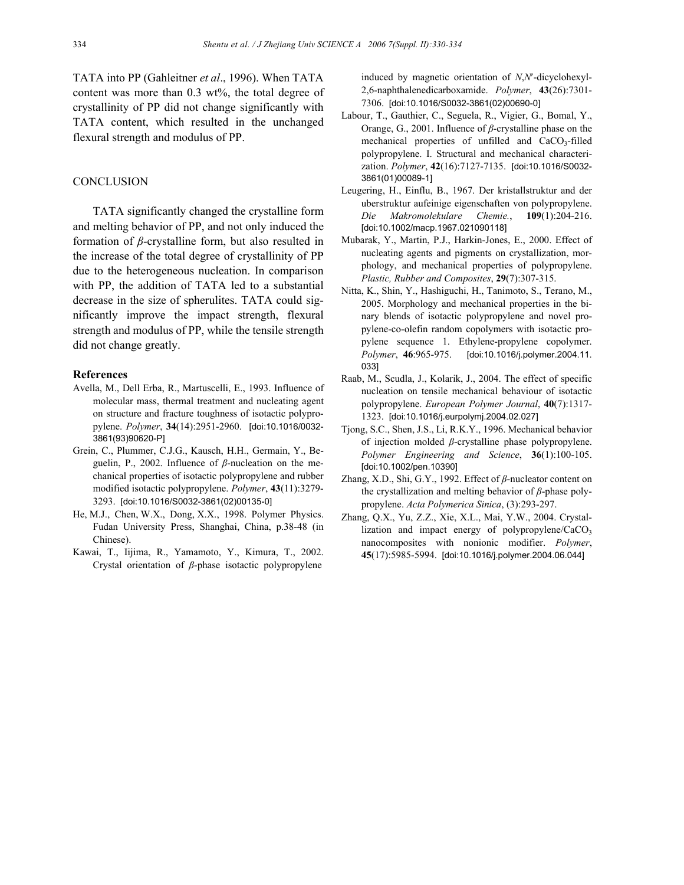TATA into PP (Gahleitner *et al*., 1996). When TATA content was more than 0.3 wt%, the total degree of crystallinity of PP did not change significantly with TATA content, which resulted in the unchanged flexural strength and modulus of PP.

## CONCLUSION

TATA significantly changed the crystalline form and melting behavior of PP, and not only induced the formation of *β*-crystalline form, but also resulted in the increase of the total degree of crystallinity of PP due to the heterogeneous nucleation. In comparison with PP, the addition of TATA led to a substantial decrease in the size of spherulites. TATA could significantly improve the impact strength, flexural strength and modulus of PP, while the tensile strength did not change greatly.

## References

- Avella, M., Dell Erba, R., Martuscelli, E., 1993. Influence of molecular mass, thermal treatment and nucleating agent on structure and fracture toughness of isotactic polypropylene. *Polymer*, **34**(14):2951-2960. [doi:10.1016/0032-3861(93)90620-P]
- Grein, C., Plummer, C.J.G., Kausch, H.H., Germain, Y., Beguelin, P., 2002. Influence of *β*-nucleation on the mechanical properties of isotactic polypropylene and rubber modified isotactic polypropylene. *Polymer*, **43**(11):3279-3293. [doi:10.1016/S0032-3861(02)00135-0]
- He, M.J., Chen, W.X., Dong, X.X., 1998. Polymer Physics. Fudan University Press, Shanghai, China, p.38-48 (in Chinese).
- Kawai, T., Iijima, R., Yamamoto, Y., Kimura, T., 2002. Crystal orientation of *β*-phase isotactic polypropylene induced by magnetic orientation of *N*,*N*′-dicyclohexyl-2,6-naphthalenedicarboxamide. *Polymer*, **43**(26):7301-7306. [doi:10.1016/S0032-3861(02)00690-0]
- Labour, T., Gauthier, C., Seguela, R., Vigier, G., Bomal, Y., Orange, G., 2001. Influence of *β*-crystalline phase on the mechanical properties of unfilled and $CaCO_3$-filled polypropylene. I. Structural and mechanical characterization. *Polymer*, **42**(16):7127-7135. [doi:10.1016/S0032-3861(01)00089-1]
- Leugering, H., Einflu, B., 1967. Der kristallstruktur and der uberstruktur aufeinige eigenschaften von polypropylene. *Die Makromolekulare Chemie.*, **109**(1):204-216. [doi:10.1002/macp.1967.021090118]
- Mubarak, Y., Martin, P.J., Harkin-Jones, E., 2000. Effect of nucleating agents and pigments on crystallization, morphology, and mechanical properties of polypropylene. *Plastic, Rubber and Composites*, **29**(7):307-315.
- Nitta, K., Shin, Y., Hashiguchi, H., Tanimoto, S., Terano, M., 2005. Morphology and mechanical properties in the binary blends of isotactic polypropylene and novel propylene-co-olefin random copolymers with isotactic propylene sequence 1. Ethylene-propylene copolymer. *Polymer*, **46**:965-975. [doi:10.1016/j.polymer.2004.11.033]
- Raab, M., Scudla, J., Kolarik, J., 2004. The effect of specific nucleation on tensile mechanical behaviour of isotactic polypropylene. *European Polymer Journal*, **40**(7):1317-1323. [doi:10.1016/j.eurpolymj.2004.02.027]
- Tjong, S.C., Shen, J.S., Li, R.K.Y., 1996. Mechanical behavior of injection molded *β*-crystalline phase polypropylene. *Polymer Engineering and Science*, **36**(1):100-105. [doi:10.1002/pen.10390]
- Zhang, X.D., Shi, G.Y., 1992. Effect of *β*-nucleator content on the crystallization and melting behavior of *β*-phase polypropylene. *Acta Polymerica Sinica*, (3):293-297.
- Zhang, Q.X., Yu, Z.Z., Xie, X.L., Mai, Y.W., 2004. Crystallization and impact energy of polypropylene/$CaCO_3$ nanocomposites with nonionic modifier. *Polymer*, **45**(17):5985-5994. [doi:10.1016/j.polymer.2004.06.044]